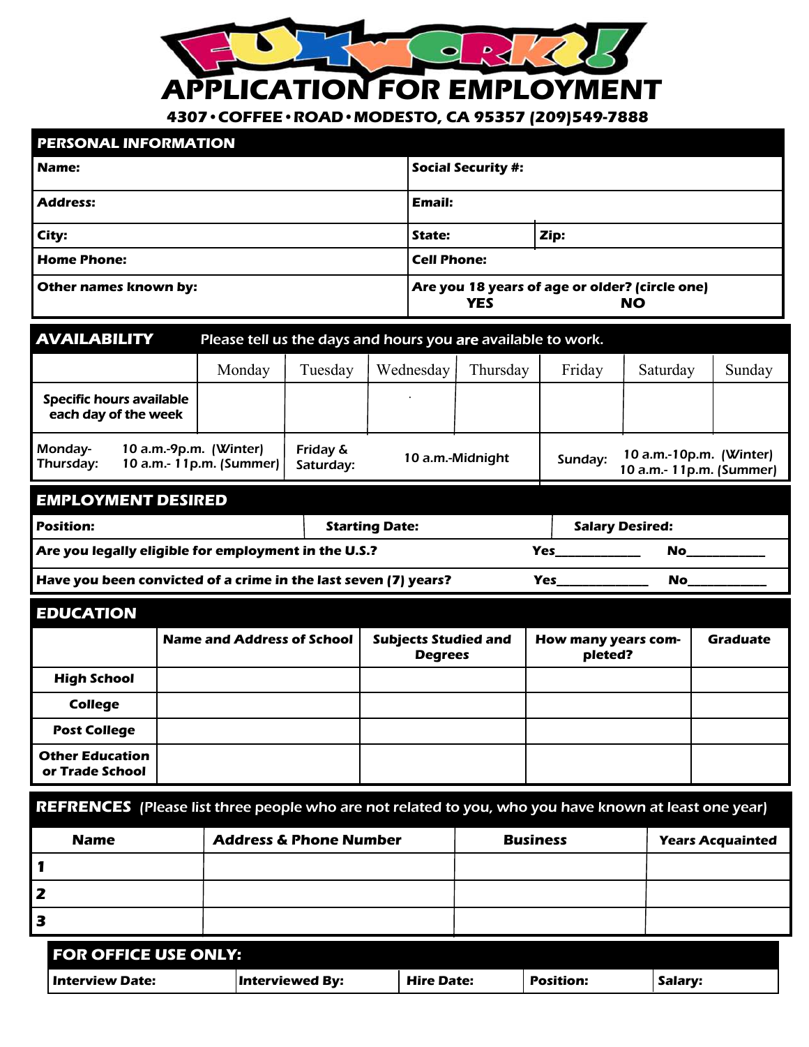# FUN WORKS!

# APPLICATION FOR EMPLOYMENT

**4307 • COFFEE • ROAD • MODESTO, CA 95357 (209)549-7888**

## PERSONAL INFORMATION

| | | |
|---|---|---|
| **Name:** | **Social Security #:** | |
| **Address:** | **Email:** | |
| **City:** | **State:** | **Zip:** |
| **Home Phone:** | **Cell Phone:** | |
| **Other names known by:** | **Are you 18 years of age or older? (circle one)** YES NO | |

## AVAILABILITY

Please tell us the days and hours you are available to work.

| | Monday | Tuesday | Wednesday | Thursday | Friday | Saturday | Sunday |
|---|---|---|---|---|---|---|---|
| Specific hours available each day of the week | | | | | | | |

| | | | | | |
|---|---|---|---|---|---|
| Monday-Thursday: | 10 a.m.-9p.m. (Winter) 10 a.m.- 11p.m. (Summer) | Friday & Saturday: | 10 a.m.-Midnight | Sunday: | 10 a.m.-10p.m. (Winter) 10 a.m.- 11p.m. (Summer) |

## EMPLOYMENT DESIRED

| | | |
|---|---|---|
| **Position:** | **Starting Date:** | **Salary Desired:** |

**Are you legally eligible for employment in the U.S.?** Yes\_\_\_\_\_\_\_\_\_\_\_\_ No\_\_\_\_\_\_\_\_\_\_\_\_

**Have you been convicted of a crime in the last seven (7) years?** Yes\_\_\_\_\_\_\_\_\_\_\_\_ No\_\_\_\_\_\_\_\_\_\_\_\_

## EDUCATION

| | Name and Address of School | Subjects Studied and Degrees | How many years completed? | Graduate |
|---|---|---|---|---|
| **High School** | | | | |
| **College** | | | | |
| **Post College** | | | | |
| **Other Education or Trade School** | | | | |

## REFRENCES

(Please list three people who are not related to you, who you have known at least one year)

| Name | Address & Phone Number | Business | Years Acquainted |
|---|---|---|---|
| 1 | | | |
| 2 | | | |
| 3 | | | |

## FOR OFFICE USE ONLY:

| Interview Date: | Interviewed By: | Hire Date: | Position: | Salary: |
|---|---|---|---|---|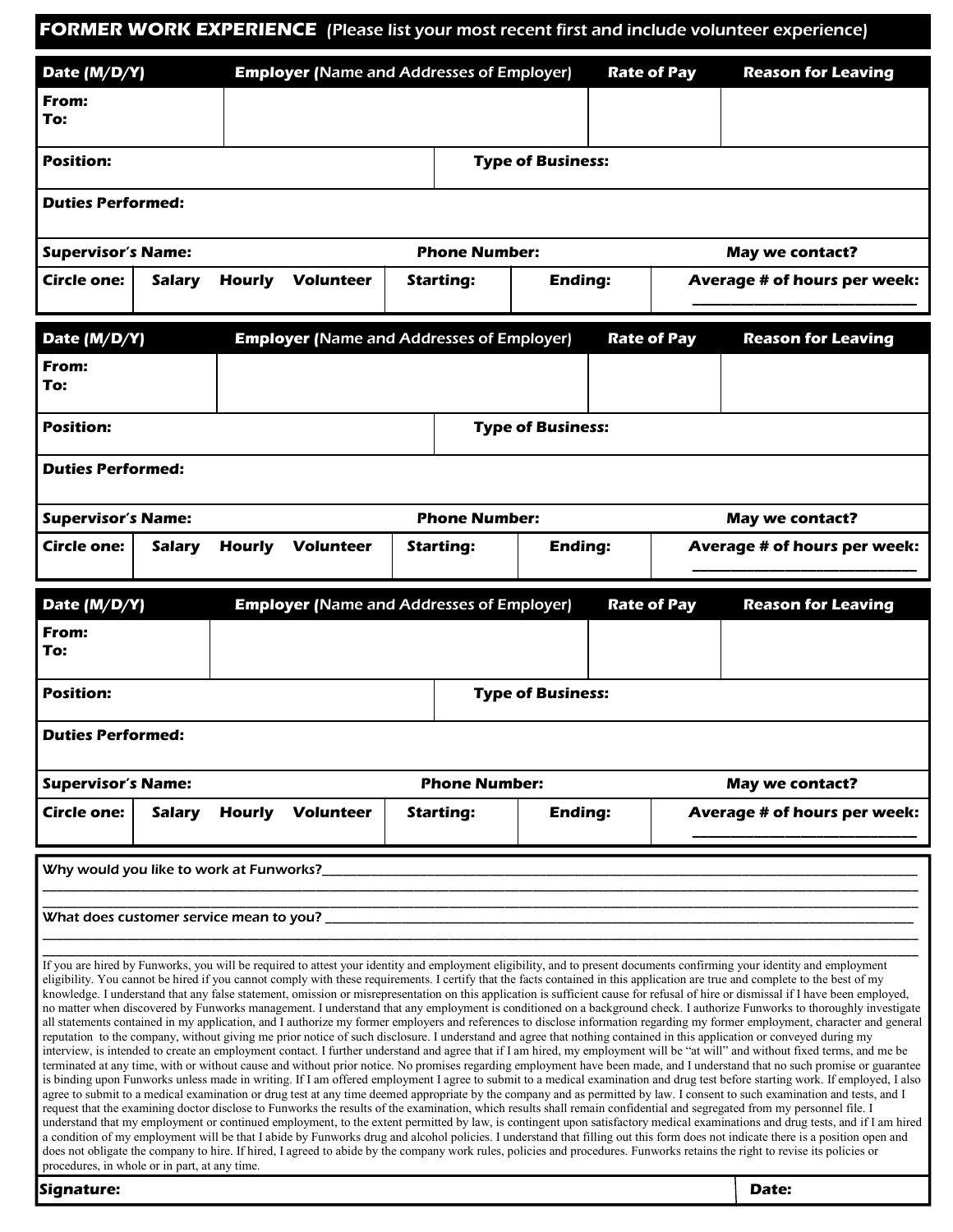## FORMER WORK EXPERIENCE (Please list your most recent first and include volunteer experience)

| Date (M/D/Y) | Employer (Name and Addresses of Employer) | Rate of Pay | Reason for Leaving |
|---|---|---|---|
| From:<br>To: | | | |

| | |
|---|---|
| Position: | Type of Business: |

Duties Performed:

| | | |
|---|---|---|
| Supervisor's Name: | Phone Number: | May we contact? |

| | | | | | | |
|---|---|---|---|---|---|---|
| Circle one: | Salary Hourly Volunteer | Starting: | Ending: | Average # of hours per week: ______________________ |

| Date (M/D/Y) | Employer (Name and Addresses of Employer) | Rate of Pay | Reason for Leaving |
|---|---|---|---|
| From:<br>To: | | | |

| | |
|---|---|
| Position: | Type of Business: |

Duties Performed:

| | | |
|---|---|---|
| Supervisor's Name: | Phone Number: | May we contact? |

| | | | | |
|---|---|---|---|---|
| Circle one: | Salary Hourly Volunteer | Starting: | Ending: | Average # of hours per week: ______________________ |

| Date (M/D/Y) | Employer (Name and Addresses of Employer) | Rate of Pay | Reason for Leaving |
|---|---|---|---|
| From:<br>To: | | | |

| | |
|---|---|
| Position: | Type of Business: |

Duties Performed:

| | | |
|---|---|---|
| Supervisor's Name: | Phone Number: | May we contact? |

| | | | | |
|---|---|---|---|---|
| Circle one: | Salary Hourly Volunteer | Starting: | Ending: | Average # of hours per week: ______________________ |

Why would you like to work at Funworks?________________________________________________________________________________
______________________________________________________________________________________________________________________
______________________________________________________________________________________________________________________

What does customer service mean to you? _______________________________________________________________________________
______________________________________________________________________________________________________________________
______________________________________________________________________________________________________________________

If you are hired by Funworks, you will be required to attest your identity and employment eligibility, and to present documents confirming your identity and employment eligibility. You cannot be hired if you cannot comply with these requirements. I certify that the facts contained in this application are true and complete to the best of my knowledge. I understand that any false statement, omission or misrepresentation on this application is sufficient cause for refusal of hire or dismissal if I have been employed, no matter when discovered by Funworks management. I understand that any employment is conditioned on a background check. I authorize Funworks to thoroughly investigate all statements contained in my application, and I authorize my former employers and references to disclose information regarding my former employment, character and general reputation to the company, without giving me prior notice of such disclosure. I understand and agree that nothing contained in this application or conveyed during my interview, is intended to create an employment contact. I further understand and agree that if I am hired, my employment will be "at will" and without fixed terms, and me be terminated at any time, with or without cause and without prior notice. No promises regarding employment have been made, and I understand that no such promise or guarantee is binding upon Funworks unless made in writing. If I am offered employment I agree to submit to a medical examination and drug test before starting work. If employed, I also agree to submit to a medical examination or drug test at any time deemed appropriate by the company and as permitted by law. I consent to such examination and tests, and I request that the examining doctor disclose to Funworks the results of the examination, which results shall remain confidential and segregated from my personnel file. I understand that my employment or continued employment, to the extent permitted by law, is contingent upon satisfactory medical examinations and drug tests, and if I am hired a condition of my employment will be that I abide by Funworks drug and alcohol policies. I understand that filling out this form does not indicate there is a position open and does not obligate the company to hire. If hired, I agreed to abide by the company work rules, policies and procedures. Funworks retains the right to revise its policies or procedures, in whole or in part, at any time.

| | |
|---|---|
| Signature: | Date: |